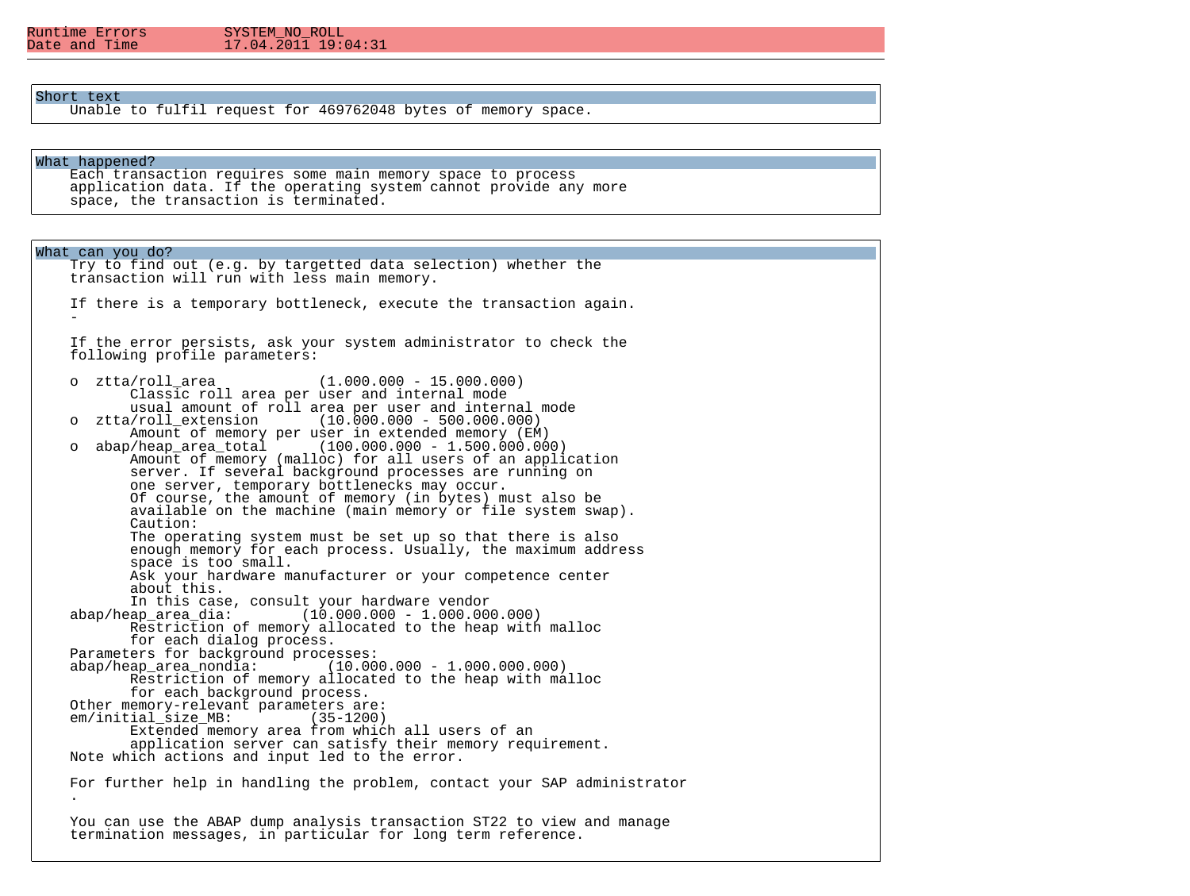| Runtime Errors | SYSTEM_NO_ROLL |
| --- | --- |
| Date and Time | 17.04.2011 19:04:31 |

## Short text

Unable to fulfil request for 469762048 bytes of memory space.

## What happened?

Each transaction requires some main memory space to process application data. If the operating system cannot provide any more space, the transaction is terminated.

## What can you do?

Try to find out (e.g. by targetted data selection) whether the transaction will run with less main memory.

If there is a temporary bottleneck, execute the transaction again.
-

If the error persists, ask your system administrator to check the following profile parameters:

```
o  ztta/roll_area            (1.000.000 - 15.000.000)
       Classic roll area per user and internal mode
       usual amount of roll area per user and internal mode
o  ztta/roll_extension       (10.000.000 - 500.000.000)
       Amount of memory per user in extended memory (EM)
o  abap/heap_area_total      (100.000.000 - 1.500.000.000)
       Amount of memory (malloc) for all users of an application
       server. If several background processes are running on
       one server, temporary bottlenecks may occur.
       Of course, the amount of memory (in bytes) must also be
       available on the machine (main memory or file system swap).
       Caution:
       The operating system must be set up so that there is also
       enough memory for each process. Usually, the maximum address
       space is too small.
       Ask your hardware manufacturer or your competence center
       about this.
       In this case, consult your hardware vendor
abap/heap_area_dia:        (10.000.000 - 1.000.000.000)
       Restriction of memory allocated to the heap with malloc
       for each dialog process.
Parameters for background processes:
abap/heap_area_nondia:        (10.000.000 - 1.000.000.000)
       Restriction of memory allocated to the heap with malloc
       for each background process.
Other memory-relevant parameters are:
em/initial_size_MB:         (35-1200)
       Extended memory area from which all users of an
       application server can satisfy their memory requirement.
```

Note which actions and input led to the error.

For further help in handling the problem, contact your SAP administrator
.

You can use the ABAP dump analysis transaction ST22 to view and manage termination messages, in particular for long term reference.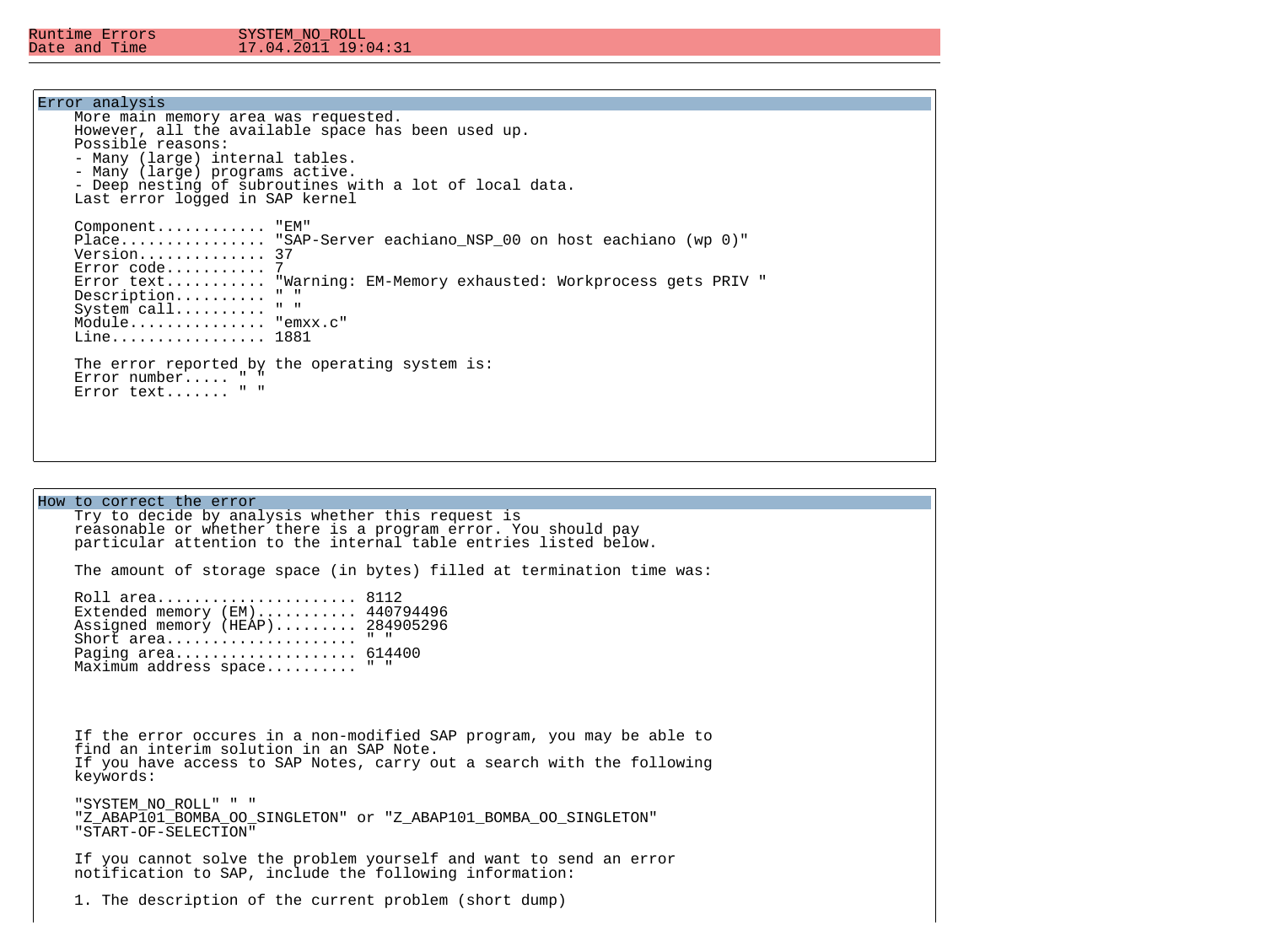```
Runtime Errors         SYSTEM_NO_ROLL
Date and Time          17.04.2011 19:04:31
```

## Error analysis

```
    More main memory area was requested.
    However, all the available space has been used up.
    Possible reasons:
    - Many (large) internal tables.
    - Many (large) programs active.
    - Deep nesting of subroutines with a lot of local data.
    Last error logged in SAP kernel

    Component............ "EM"
    Place................ "SAP-Server eachiano_NSP_00 on host eachiano (wp 0)"
    Version.............. 37
    Error code........... 7
    Error text........... "Warning: EM-Memory exhausted: Workprocess gets PRIV "
    Description.......... " "
    System call.......... " "
    Module............... "emxx.c"
    Line................. 1881

    The error reported by the operating system is:
    Error number..... " "
    Error text....... " "
```

## How to correct the error

```
    Try to decide by analysis whether this request is
    reasonable or whether there is a program error. You should pay
    particular attention to the internal table entries listed below.

    The amount of storage space (in bytes) filled at termination time was:

    Roll area...................... 8112
    Extended memory (EM)........... 440794496
    Assigned memory (HEAP)......... 284905296
    Short area..................... " "
    Paging area.................... 614400
    Maximum address space.......... " "



    If the error occures in a non-modified SAP program, you may be able to
    find an interim solution in an SAP Note.
    If you have access to SAP Notes, carry out a search with the following
    keywords:

    "SYSTEM_NO_ROLL" " "
    "Z_ABAP101_BOMBA_OO_SINGLETON" or "Z_ABAP101_BOMBA_OO_SINGLETON"
    "START-OF-SELECTION"

    If you cannot solve the problem yourself and want to send an error
    notification to SAP, include the following information:

    1. The description of the current problem (short dump)
```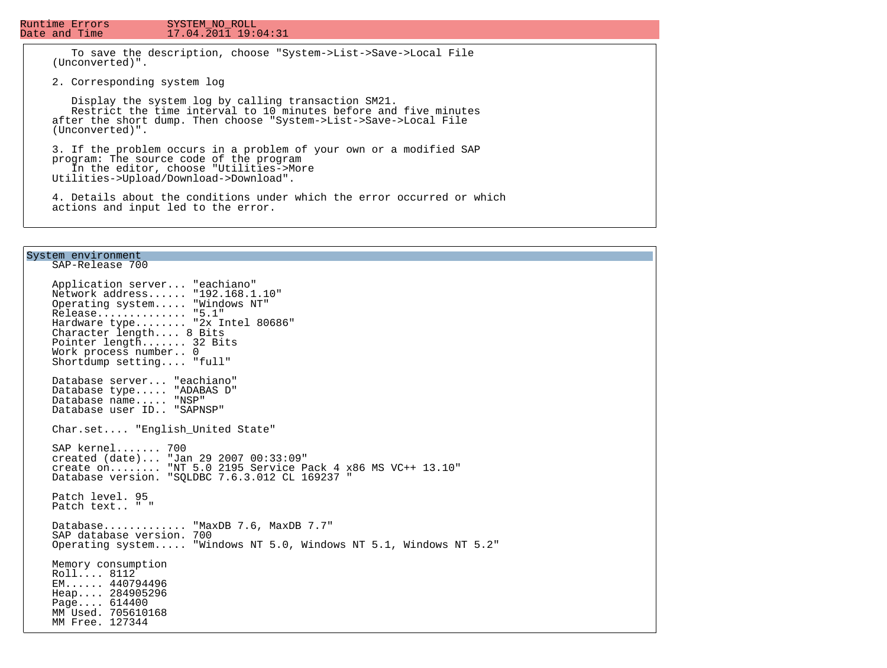Runtime Errors SYSTEM_NO_ROLL
Date and Time 17.04.2011 19:04:31

```
   To save the description, choose "System->List->Save->Local File
(Unconverted)".

2. Corresponding system log

   Display the system log by calling transaction SM21.
   Restrict the time interval to 10 minutes before and five minutes
after the short dump. Then choose "System->List->Save->Local File
(Unconverted)".

3. If the problem occurs in a problem of your own or a modified SAP
program: The source code of the program
   In the editor, choose "Utilities->More
Utilities->Upload/Download->Download".

4. Details about the conditions under which the error occurred or which
actions and input led to the error.
```

## System environment

```
SAP-Release 700

Application server... "eachiano"
Network address...... "192.168.1.10"
Operating system..... "Windows NT"
Release.............. "5.1"
Hardware type........ "2x Intel 80686"
Character length.... 8 Bits
Pointer length....... 32 Bits
Work process number.. 0
Shortdump setting.... "full"

Database server... "eachiano"
Database type..... "ADABAS D"
Database name..... "NSP"
Database user ID.. "SAPNSP"

Char.set.... "English_United State"

SAP kernel....... 700
created (date)... "Jan 29 2007 00:33:09"
create on........ "NT 5.0 2195 Service Pack 4 x86 MS VC++ 13.10"
Database version. "SQLDBC 7.6.3.012 CL 169237 "

Patch level. 95
Patch text.. " "

Database............. "MaxDB 7.6, MaxDB 7.7"
SAP database version. 700
Operating system..... "Windows NT 5.0, Windows NT 5.1, Windows NT 5.2"

Memory consumption
Roll.... 8112
EM...... 440794496
Heap.... 284905296
Page.... 614400
MM Used. 705610168
MM Free. 127344
```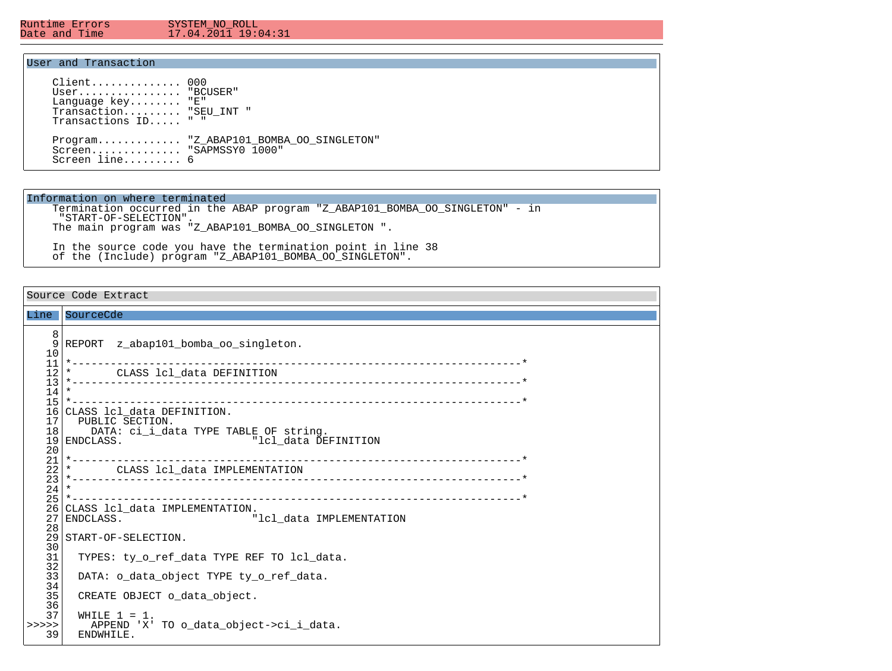Runtime Errors SYSTEM_NO_ROLL
Date and Time 17.04.2011 19:04:31

## User and Transaction

```
    Client.............. 000
    User................ "BCUSER"
    Language key........ "E"
    Transaction......... "SEU_INT "
    Transactions ID..... " "

    Program............. "Z_ABAP101_BOMBA_OO_SINGLETON"
    Screen.............. "SAPMSSY0 1000"
    Screen line......... 6
```

## Information on where terminated

Termination occurred in the ABAP program "Z_ABAP101_BOMBA_OO_SINGLETON" - in "START-OF-SELECTION".
The main program was "Z_ABAP101_BOMBA_OO_SINGLETON ".

In the source code you have the termination point in line 38
of the (Include) program "Z_ABAP101_BOMBA_OO_SINGLETON".

## Source Code Extract

```
Line  SourceCde

    8
    9 REPORT  z_abap101_bomba_oo_singleton.
   10
   11 *---------------------------------------------------------------------*
   12 *       CLASS lcl_data DEFINITION
   13 *---------------------------------------------------------------------*
   14 *
   15 *---------------------------------------------------------------------*
   16 CLASS lcl_data DEFINITION.
   17   PUBLIC SECTION.
   18     DATA: ci_i_data TYPE TABLE OF string.
   19 ENDCLASS.                    "lcl_data DEFINITION
   20
   21 *---------------------------------------------------------------------*
   22 *       CLASS lcl_data IMPLEMENTATION
   23 *---------------------------------------------------------------------*
   24 *
   25 *---------------------------------------------------------------------*
   26 CLASS lcl_data IMPLEMENTATION.
   27 ENDCLASS.                    "lcl_data IMPLEMENTATION
   28
   29 START-OF-SELECTION.
   30
   31   TYPES: ty_o_ref_data TYPE REF TO lcl_data.
   32
   33   DATA: o_data_object TYPE ty_o_ref_data.
   34
   35   CREATE OBJECT o_data_object.
   36
   37   WHILE 1 = 1.
>>>>>     APPEND 'X' TO o_data_object->ci_i_data.
   39   ENDWHILE.
```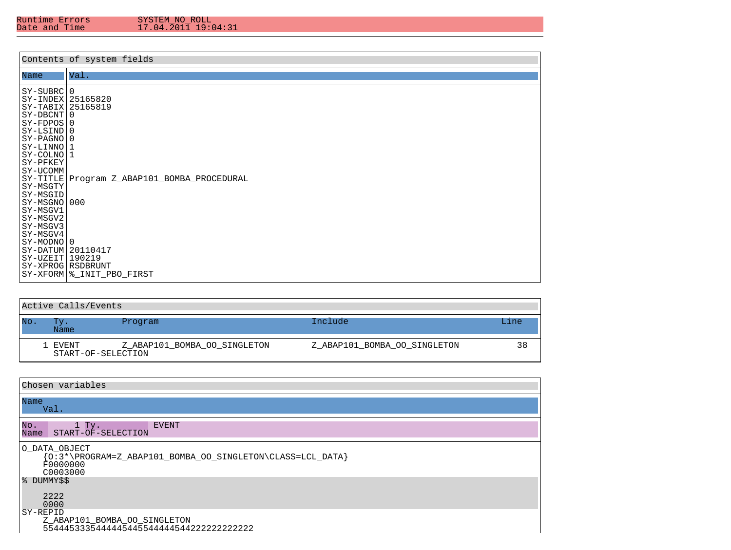| Runtime Errors | SYSTEM_NO_ROLL |
|---|---|
| Date and Time | 17.04.2011 19:04:31 |

## Contents of system fields

| Name | Val. |
|---|---|
| SY-SUBRC | 0 |
| SY-INDEX | 25165820 |
| SY-TABIX | 25165819 |
| SY-DBCNT | 0 |
| SY-FDPOS | 0 |
| SY-LSIND | 0 |
| SY-PAGNO | 0 |
| SY-LINNO | 1 |
| SY-COLNO | 1 |
| SY-PFKEY | |
| SY-UCOMM | |
| SY-TITLE | Program Z_ABAP101_BOMBA_PROCEDURAL |
| SY-MSGTY | |
| SY-MSGID | |
| SY-MSGNO | 000 |
| SY-MSGV1 | |
| SY-MSGV2 | |
| SY-MSGV3 | |
| SY-MSGV4 | |
| SY-MODNO | 0 |
| SY-DATUM | 20110417 |
| SY-UZEIT | 190219 |
| SY-XPROG | RSDBRUNT |
| SY-XFORM | %_INIT_PBO_FIRST |

## Active Calls/Events

| No. | Ty. Name | Program | Include | Line |
|---|---|---|---|---|
| 1 | EVENT START-OF-SELECTION | Z_ABAP101_BOMBA_OO_SINGLETON | Z_ABAP101_BOMBA_OO_SINGLETON | 38 |

## Chosen variables

Name
Val.

No. 1 Ty. EVENT
Name START-OF-SELECTION

```
O_DATA_OBJECT
    {O:3*\PROGRAM=Z_ABAP101_BOMBA_OO_SINGLETON\CLASS=LCL_DATA}
    F0000000
    C0003000
%_DUMMY$$

    2222
    0000
SY-REPID
    Z_ABAP101_BOMBA_OO_SINGLETON
    5544453335444445445544444544222222222222
```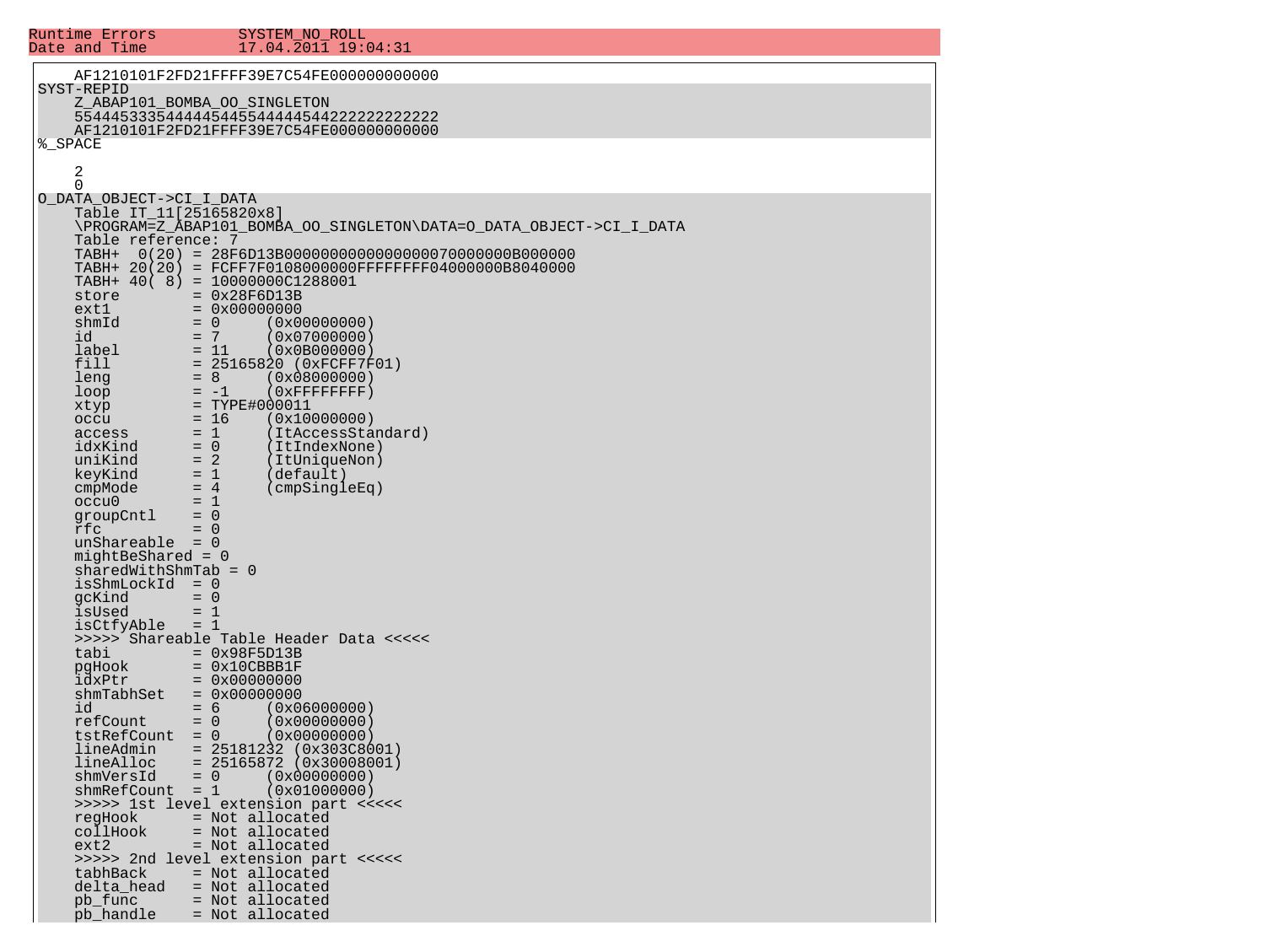```
Runtime Errors         SYSTEM_NO_ROLL
Date and Time          17.04.2011 19:04:31
```

```
    AF1210101F2FD21FFFF39E7C54FE000000000000
SYST-REPID
    Z_ABAP101_BOMBA_OO_SINGLETON
    5544453335444445445544444544222222222222
    AF1210101F2FD21FFFF39E7C54FE000000000000
%_SPACE

    2
    0
O_DATA_OBJECT->CI_I_DATA
    Table IT_11[25165820x8]
    \PROGRAM=Z_ABAP101_BOMBA_OO_SINGLETON\DATA=O_DATA_OBJECT->CI_I_DATA
    Table reference: 7
    TABH+  0(20) = 28F6D13B000000000000000070000000B000000
    TABH+ 20(20) = FCFF7F0108000000FFFFFFFF04000000B8040000
    TABH+ 40( 8) = 10000000C1288001
    store        = 0x28F6D13B
    ext1         = 0x00000000
    shmId        = 0     (0x00000000)
    id           = 7     (0x07000000)
    label        = 11    (0x0B000000)
    fill         = 25165820 (0xFCFF7F01)
    leng         = 8     (0x08000000)
    loop         = -1    (0xFFFFFFFF)
    xtyp         = TYPE#000011
    occu         = 16    (0x10000000)
    access       = 1     (ItAccessStandard)
    idxKind      = 0     (ItIndexNone)
    uniKind      = 2     (ItUniqueNon)
    keyKind      = 1     (default)
    cmpMode      = 4     (cmpSingleEq)
    occu0        = 1
    groupCntl    = 0
    rfc          = 0
    unShareable  = 0
    mightBeShared = 0
    sharedWithShmTab = 0
    isShmLockId  = 0
    gcKind       = 0
    isUsed       = 1
    isCtfyAble   = 1
    >>>>> Shareable Table Header Data <<<<<
    tabi         = 0x98F5D13B
    pgHook       = 0x10CBBB1F
    idxPtr       = 0x00000000
    shmTabhSet   = 0x00000000
    id           = 6     (0x06000000)
    refCount     = 0     (0x00000000)
    tstRefCount  = 0     (0x00000000)
    lineAdmin    = 25181232 (0x303C8001)
    lineAlloc    = 25165872 (0x30008001)
    shmVersId    = 0     (0x00000000)
    shmRefCount  = 1     (0x01000000)
    >>>>> 1st level extension part <<<<<
    regHook      = Not allocated
    collHook     = Not allocated
    ext2         = Not allocated
    >>>>> 2nd level extension part <<<<<
    tabhBack     = Not allocated
    delta_head   = Not allocated
    pb_func      = Not allocated
    pb_handle    = Not allocated
```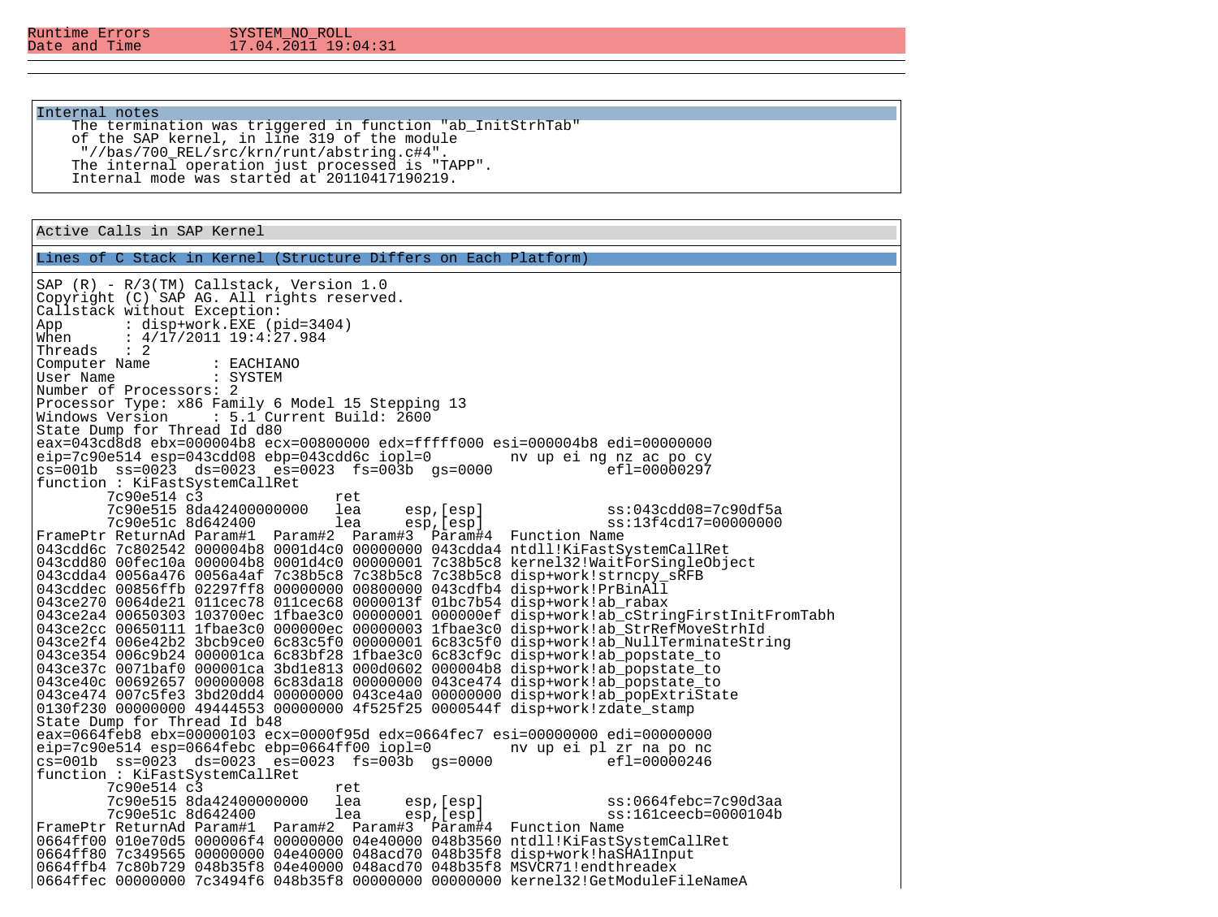```
Runtime Errors         SYSTEM_NO_ROLL
Date and Time          17.04.2011 19:04:31
```

### Internal notes

```
    The termination was triggered in function "ab_InitStrhTab"
    of the SAP kernel, in line 319 of the module
     "//bas/700_REL/src/krn/runt/abstring.c#4".
    The internal operation just processed is "TAPP".
    Internal mode was started at 20110417190219.
```

### Active Calls in SAP Kernel

#### Lines of C Stack in Kernel (Structure Differs on Each Platform)

```
SAP (R) - R/3(TM) Callstack, Version 1.0
Copyright (C) SAP AG. All rights reserved.
Callstack without Exception:
App       : disp+work.EXE (pid=3404)
When      : 4/17/2011 19:4:27.984
Threads   : 2
Computer Name       : EACHIANO
User Name           : SYSTEM
Number of Processors: 2
Processor Type: x86 Family 6 Model 15 Stepping 13
Windows Version     : 5.1 Current Build: 2600
State Dump for Thread Id d80
eax=043cd8d8 ebx=000004b8 ecx=00800000 edx=fffff000 esi=000004b8 edi=00000000
eip=7c90e514 esp=043cdd08 ebp=043cdd6c iopl=0         nv up ei ng nz ac po cy
cs=001b  ss=0023  ds=0023  es=0023  fs=003b  gs=0000             efl=00000297
function : KiFastSystemCallRet
        7c90e514 c3               ret
        7c90e515 8da42400000000   lea     esp,[esp]              ss:043cdd08=7c90df5a
        7c90e51c 8d642400         lea     esp,[esp]              ss:13f4cd17=00000000
FramePtr ReturnAd Param#1  Param#2  Param#3  Param#4  Function Name
043cdd6c 7c802542 000004b8 0001d4c0 00000000 043cdda4 ntdll!KiFastSystemCallRet
043cdd80 00fec10a 000004b8 0001d4c0 00000001 7c38b5c8 kernel32!WaitForSingleObject
043cdda4 0056a476 0056a4af 7c38b5c8 7c38b5c8 7c38b5c8 disp+work!strncpy_sRFB
043cddec 00856ffb 02297ff8 00000000 00800000 043cdfb4 disp+work!PrBinAll
043ce270 0064de21 011cec78 011cec68 0000013f 01bc7b54 disp+work!ab_rabax
043ce2a4 00650303 103700ec 1fbae3c0 00000001 000000ef disp+work!ab_cStringFirstInitFromTabh
043ce2cc 00650111 1fbae3c0 000000ec 00000003 1fbae3c0 disp+work!ab_StrRefMoveStrhId
043ce2f4 006e42b2 3bcb9ce0 6c83c5f0 00000001 6c83c5f0 disp+work!ab_NullTerminateString
043ce354 006c9b24 000001ca 6c83bf28 1fbae3c0 6c83cf9c disp+work!ab_popstate_to
043ce37c 0071baf0 000001ca 3bd1e813 000d0602 000004b8 disp+work!ab_popstate_to
043ce40c 00692657 00000008 6c83da18 00000000 043ce474 disp+work!ab_popstate_to
043ce474 007c5fe3 3bd20dd4 00000000 043ce4a0 00000000 disp+work!ab_popExtriState
0130f230 00000000 49444553 00000000 4f525f25 0000544f disp+work!zdate_stamp
State Dump for Thread Id b48
eax=0664feb8 ebx=00000103 ecx=0000f95d edx=0664fec7 esi=00000000 edi=00000000
eip=7c90e514 esp=0664febc ebp=0664ff00 iopl=0         nv up ei pl zr na po nc
cs=001b  ss=0023  ds=0023  es=0023  fs=003b  gs=0000             efl=00000246
function : KiFastSystemCallRet
        7c90e514 c3               ret
        7c90e515 8da42400000000   lea     esp,[esp]              ss:0664febc=7c90d3aa
        7c90e51c 8d642400         lea     esp,[esp]              ss:161ceecb=0000104b
FramePtr ReturnAd Param#1  Param#2  Param#3  Param#4  Function Name
0664ff00 010e70d5 000006f4 00000000 04e40000 048b3560 ntdll!KiFastSystemCallRet
0664ff80 7c349565 00000000 04e40000 048acd70 048b35f8 disp+work!haSHA1Input
0664ffb4 7c80b729 048b35f8 04e40000 048acd70 048b35f8 MSVCR71!endthreadex
0664ffec 00000000 7c3494f6 048b35f8 00000000 00000000 kernel32!GetModuleFileNameA
```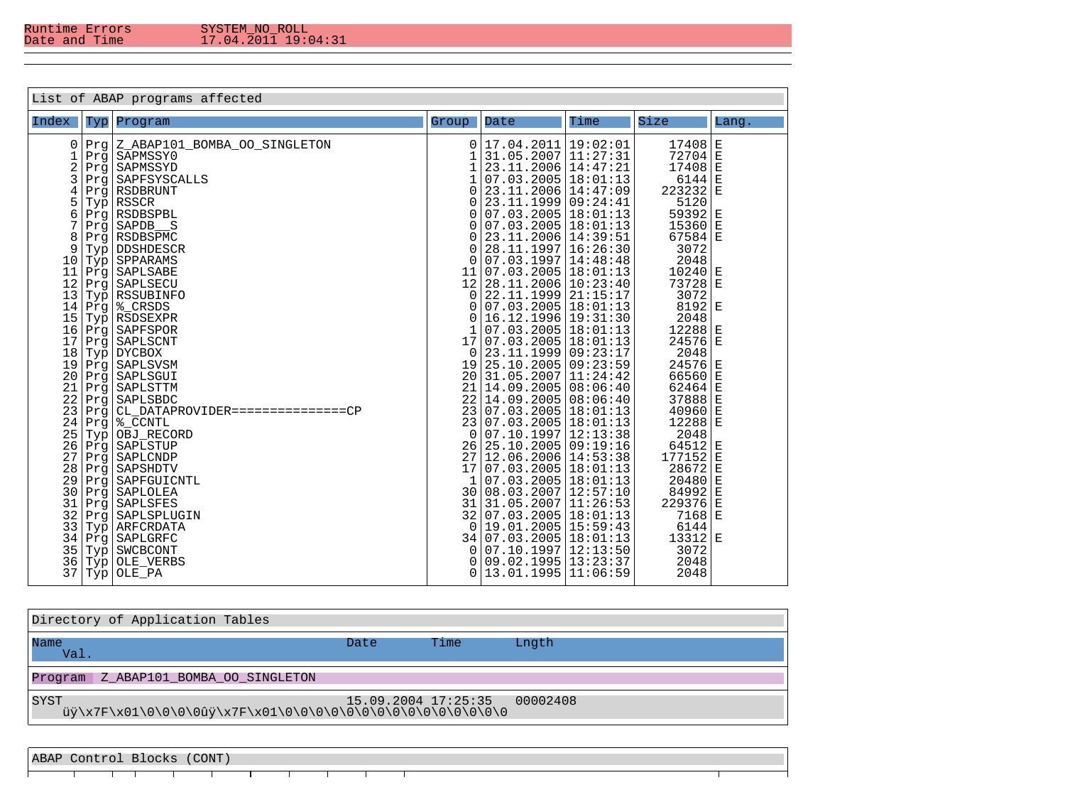| Runtime Errors | SYSTEM_NO_ROLL |
|---|---|
| Date and Time | 17.04.2011 19:04:31 |

List of ABAP programs affected

| Index | Typ | Program | Group | Date | Time | Size | Lang. |
|---|---|---|---|---|---|---|---|
| 0 | Prg | Z_ABAP101_BOMBA_OO_SINGLETON | 0 | 17.04.2011 | 19:02:01 | 17408 | E |
| 1 | Prg | SAPMSSY0 | 1 | 31.05.2007 | 11:27:31 | 72704 | E |
| 2 | Prg | SAPMSSYD | 1 | 23.11.2006 | 14:47:21 | 17408 | E |
| 3 | Prg | SAPFSYSCALLS | 1 | 07.03.2005 | 18:01:13 | 6144 | E |
| 4 | Prg | RSDBRUNT | 0 | 23.11.2006 | 14:47:09 | 223232 | E |
| 5 | Typ | RSSCR | 0 | 23.11.1999 | 09:24:41 | 5120 | |
| 6 | Prg | RSDBSPBL | 0 | 07.03.2005 | 18:01:13 | 59392 | E |
| 7 | Prg | SAPDB__S | 0 | 07.03.2005 | 18:01:13 | 15360 | E |
| 8 | Prg | RSDBSPMC | 0 | 23.11.2006 | 14:39:51 | 67584 | E |
| 9 | Typ | DDSHDESCR | 0 | 28.11.1997 | 16:26:30 | 3072 | |
| 10 | Typ | SPPARAMS | 0 | 07.03.1997 | 14:48:48 | 2048 | |
| 11 | Prg | SAPLSABE | 11 | 07.03.2005 | 18:01:13 | 10240 | E |
| 12 | Prg | SAPLSECU | 12 | 28.11.2006 | 10:23:40 | 73728 | E |
| 13 | Typ | RSSUBINFO | 0 | 22.11.1999 | 21:15:17 | 3072 | |
| 14 | Prg | %_CRSDS | 0 | 07.03.2005 | 18:01:13 | 8192 | E |
| 15 | Typ | RSDSEXPR | 0 | 16.12.1996 | 19:31:30 | 2048 | |
| 16 | Prg | SAPFSPOR | 1 | 07.03.2005 | 18:01:13 | 12288 | E |
| 17 | Prg | SAPLSCNT | 17 | 07.03.2005 | 18:01:13 | 24576 | E |
| 18 | Typ | DYCBOX | 0 | 23.11.1999 | 09:23:17 | 2048 | |
| 19 | Prg | SAPLSVSM | 19 | 25.10.2005 | 09:23:59 | 24576 | E |
| 20 | Prg | SAPLSGUI | 20 | 31.05.2007 | 11:24:42 | 66560 | E |
| 21 | Prg | SAPLSTTM | 21 | 14.09.2005 | 08:06:40 | 62464 | E |
| 22 | Prg | SAPLSBDC | 22 | 14.09.2005 | 08:06:40 | 37888 | E |
| 23 | Prg | CL_DATAPROVIDER===============CP | 23 | 07.03.2005 | 18:01:13 | 40960 | E |
| 24 | Prg | %_CCNTL | 23 | 07.03.2005 | 18:01:13 | 12288 | E |
| 25 | Typ | OBJ_RECORD | 0 | 07.10.1997 | 12:13:38 | 2048 | |
| 26 | Prg | SAPLSTUP | 26 | 25.10.2005 | 09:19:16 | 64512 | E |
| 27 | Prg | SAPLCNDP | 27 | 12.06.2006 | 14:53:38 | 177152 | E |
| 28 | Prg | SAPSHDTV | 17 | 07.03.2005 | 18:01:13 | 28672 | E |
| 29 | Prg | SAPFGUICNTL | 1 | 07.03.2005 | 18:01:13 | 20480 | E |
| 30 | Prg | SAPLOLEA | 30 | 08.03.2007 | 12:57:10 | 84992 | E |
| 31 | Prg | SAPLSFES | 31 | 31.05.2007 | 11:26:53 | 229376 | E |
| 32 | Prg | SAPLSPLUGIN | 32 | 07.03.2005 | 18:01:13 | 7168 | E |
| 33 | Typ | ARFCRDATA | 0 | 19.01.2005 | 15:59:43 | 6144 | |
| 34 | Prg | SAPLGRFC | 34 | 07.03.2005 | 18:01:13 | 13312 | E |
| 35 | Typ | SWCBCONT | 0 | 07.10.1997 | 12:13:50 | 3072 | |
| 36 | Typ | OLE_VERBS | 0 | 09.02.1995 | 13:23:37 | 2048 | |
| 37 | Typ | OLE_PA | 0 | 13.01.1995 | 11:06:59 | 2048 | |

Directory of Application Tables

| Name / Val. | Date | Time | Lngth |
|---|---|---|---|
| Program Z_ABAP101_BOMBA_OO_SINGLETON | | | |
| SYST | 15.09.2004 | 17:25:35 | 00002408 |
| üÿ\x7F\x01\0\0\0\0ûÿ\x7F\x01\0\0\0\0\0\0\0\0\0\0\0\0\0\0\0 | | | |

ABAP Control Blocks (CONT)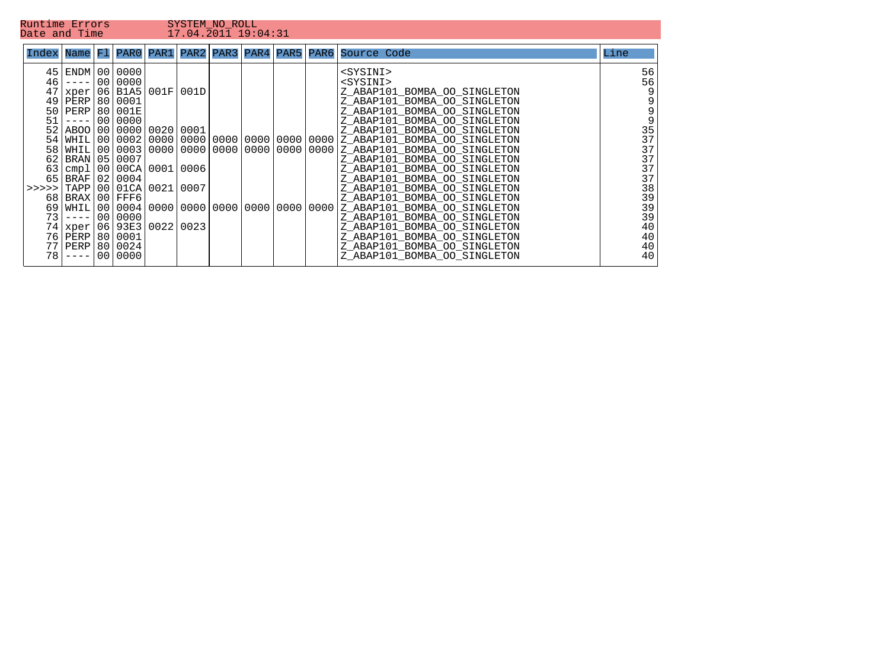| Runtime Errors | SYSTEM_NO_ROLL |
|---|---|
| Date and Time | 17.04.2011 19:04:31 |

| Index | Name | Fl | PAR0 | PAR1 | PAR2 | PAR3 | PAR4 | PAR5 | PAR6 | Source Code | Line |
|---|---|---|---|---|---|---|---|---|---|---|---|
| 45 | ENDM | 00 | 0000 | | | | | | | <SYSINI> | 56 |
| 46 | ---- | 00 | 0000 | | | | | | | <SYSINI> | 56 |
| 47 | xper | 06 | B1A5 | 001F | 001D | | | | | Z_ABAP101_BOMBA_OO_SINGLETON | 9 |
| 49 | PERP | 80 | 0001 | | | | | | | Z_ABAP101_BOMBA_OO_SINGLETON | 9 |
| 50 | PERP | 80 | 001E | | | | | | | Z_ABAP101_BOMBA_OO_SINGLETON | 9 |
| 51 | ---- | 00 | 0000 | | | | | | | Z_ABAP101_BOMBA_OO_SINGLETON | 9 |
| 52 | ABOO | 00 | 0000 | 0020 | 0001 | | | | | Z_ABAP101_BOMBA_OO_SINGLETON | 35 |
| 54 | WHIL | 00 | 0002 | 0000 | 0000 | 0000 | 0000 | 0000 | 0000 | Z_ABAP101_BOMBA_OO_SINGLETON | 37 |
| 58 | WHIL | 00 | 0003 | 0000 | 0000 | 0000 | 0000 | 0000 | 0000 | Z_ABAP101_BOMBA_OO_SINGLETON | 37 |
| 62 | BRAN | 05 | 0007 | | | | | | | Z_ABAP101_BOMBA_OO_SINGLETON | 37 |
| 63 | cmpl | 00 | 00CA | 0001 | 0006 | | | | | Z_ABAP101_BOMBA_OO_SINGLETON | 37 |
| 65 | BRAF | 02 | 0004 | | | | | | | Z_ABAP101_BOMBA_OO_SINGLETON | 37 |
| >>>>> | TAPP | 00 | 01CA | 0021 | 0007 | | | | | Z_ABAP101_BOMBA_OO_SINGLETON | 38 |
| 68 | BRAX | 00 | FFF6 | | | | | | | Z_ABAP101_BOMBA_OO_SINGLETON | 39 |
| 69 | WHIL | 00 | 0004 | 0000 | 0000 | 0000 | 0000 | 0000 | 0000 | Z_ABAP101_BOMBA_OO_SINGLETON | 39 |
| 73 | ---- | 00 | 0000 | | | | | | | Z_ABAP101_BOMBA_OO_SINGLETON | 39 |
| 74 | xper | 06 | 93E3 | 0022 | 0023 | | | | | Z_ABAP101_BOMBA_OO_SINGLETON | 40 |
| 76 | PERP | 80 | 0001 | | | | | | | Z_ABAP101_BOMBA_OO_SINGLETON | 40 |
| 77 | PERP | 80 | 0024 | | | | | | | Z_ABAP101_BOMBA_OO_SINGLETON | 40 |
| 78 | ---- | 00 | 0000 | | | | | | | Z_ABAP101_BOMBA_OO_SINGLETON | 40 |